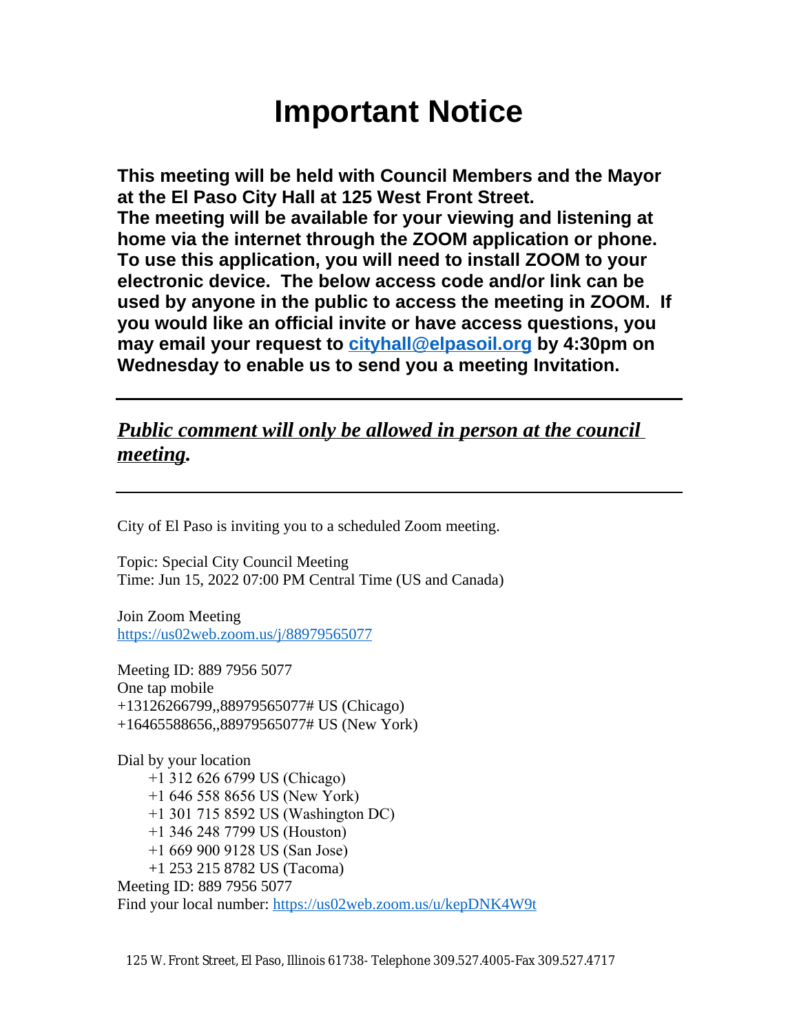# Important Notice

**This meeting will be held with Council Members and the Mayor at the El Paso City Hall at 125 West Front Street.**
**The meeting will be available for your viewing and listening at home via the internet through the ZOOM application or phone. To use this application, you will need to install ZOOM to your electronic device. The below access code and/or link can be used by anyone in the public to access the meeting in ZOOM. If you would like an official invite or have access questions, you may email your request to [cityhall@elpasoil.org](mailto:cityhall@elpasoil.org) by 4:30pm on Wednesday to enable us to send you a meeting Invitation.**

---

***Public comment will only be allowed in person at the council meeting.***

---

City of El Paso is inviting you to a scheduled Zoom meeting.

Topic: Special City Council Meeting
Time: Jun 15, 2022 07:00 PM Central Time (US and Canada)

Join Zoom Meeting
https://us02web.zoom.us/j/88979565077

Meeting ID: 889 7956 5077
One tap mobile
+13126266799,,88979565077# US (Chicago)
+16465588656,,88979565077# US (New York)

Dial by your location
- +1 312 626 6799 US (Chicago)
- +1 646 558 8656 US (New York)
- +1 301 715 8592 US (Washington DC)
- +1 346 248 7799 US (Houston)
- +1 669 900 9128 US (San Jose)
- +1 253 215 8782 US (Tacoma)

Meeting ID: 889 7956 5077
Find your local number: https://us02web.zoom.us/u/kepDNK4W9t

125 W. Front Street, El Paso, Illinois 61738- Telephone 309.527.4005-Fax 309.527.4717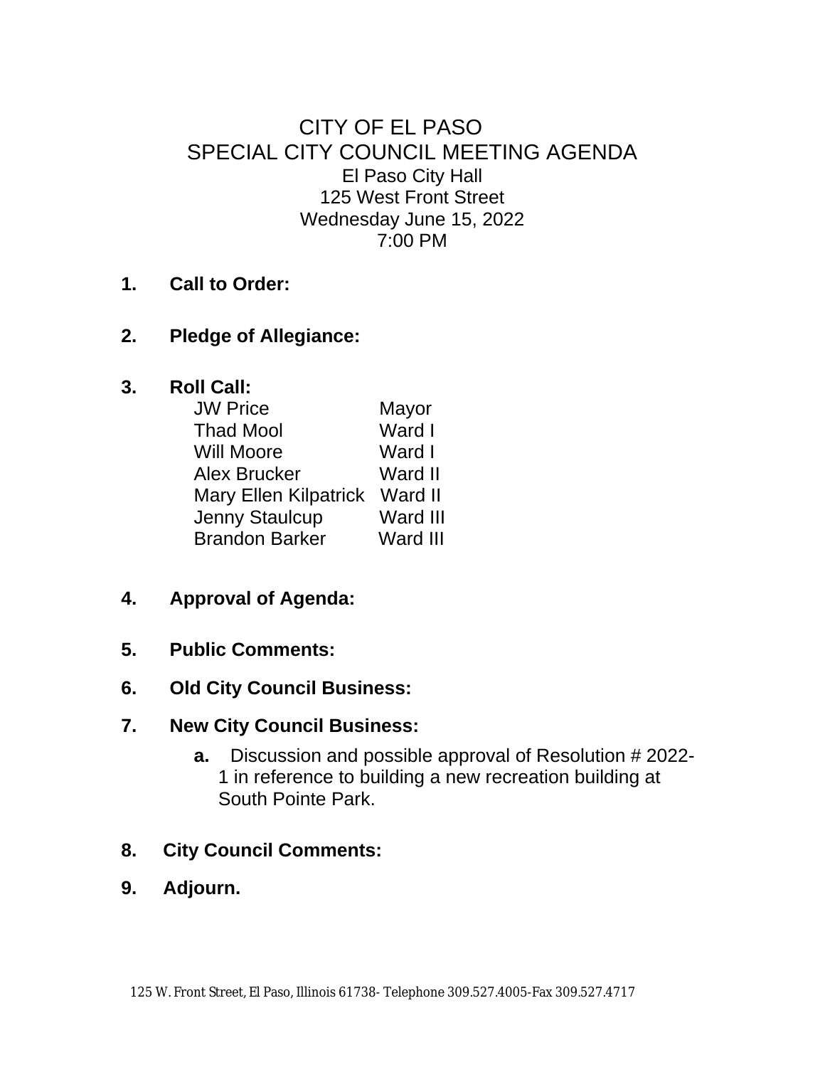# CITY OF EL PASO
## SPECIAL CITY COUNCIL MEETING AGENDA

El Paso City Hall
125 West Front Street
Wednesday June 15, 2022
7:00 PM

1. **Call to Order:**

2. **Pledge of Allegiance:**

3. **Roll Call:**

| | |
|---|---|
| JW Price | Mayor |
| Thad Mool | Ward I |
| Will Moore | Ward I |
| Alex Brucker | Ward II |
| Mary Ellen Kilpatrick | Ward II |
| Jenny Staulcup | Ward III |
| Brandon Barker | Ward III |

4. **Approval of Agenda:**

5. **Public Comments:**

6. **Old City Council Business:**

7. **New City Council Business:**
   - **a.** Discussion and possible approval of Resolution # 2022-1 in reference to building a new recreation building at South Pointe Park.

8. **City Council Comments:**

9. **Adjourn.**

125 W. Front Street, El Paso, Illinois 61738- Telephone 309.527.4005-Fax 309.527.4717